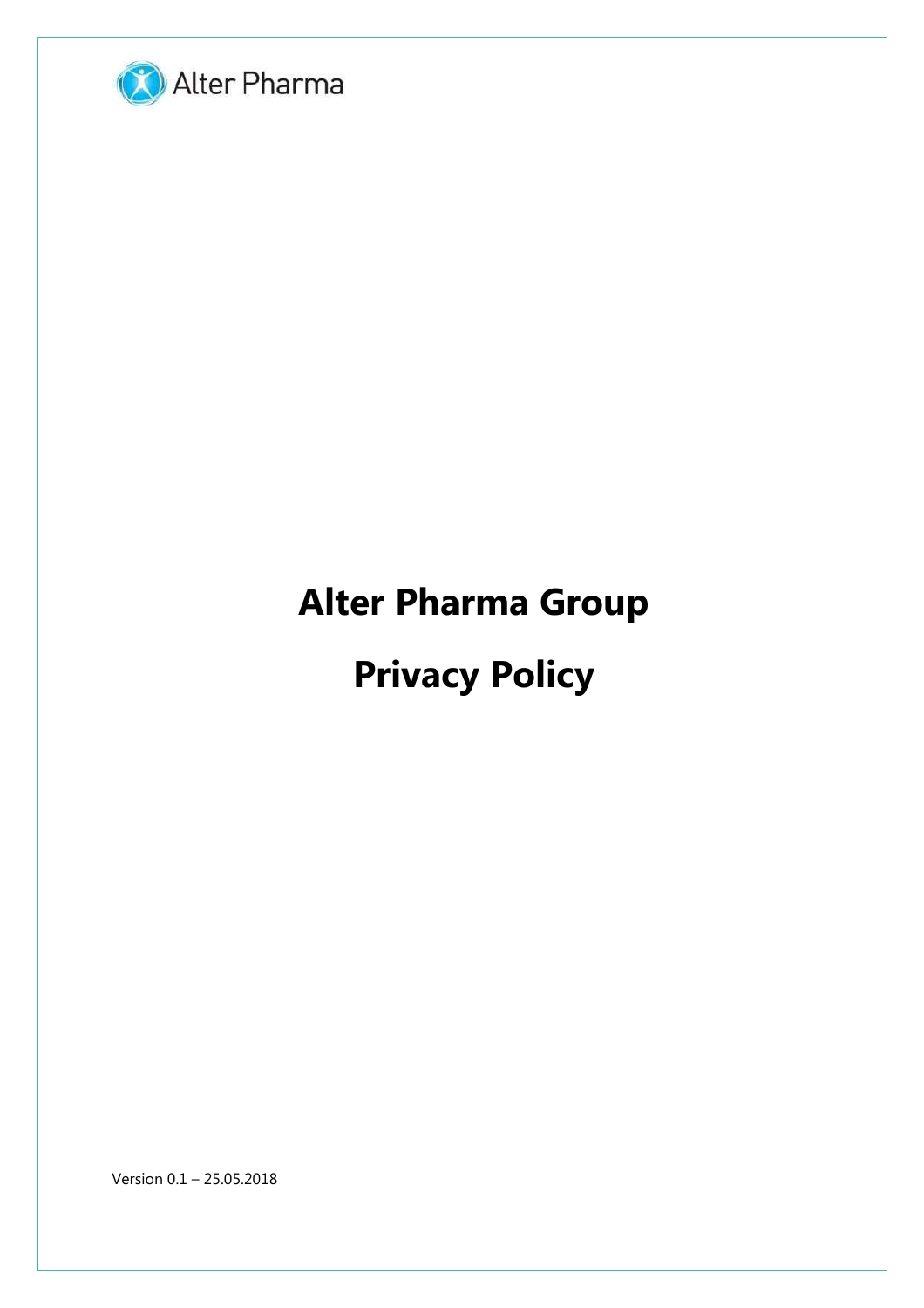Alter Pharma

# Alter Pharma Group

# Privacy Policy

Version 0.1 – 25.05.2018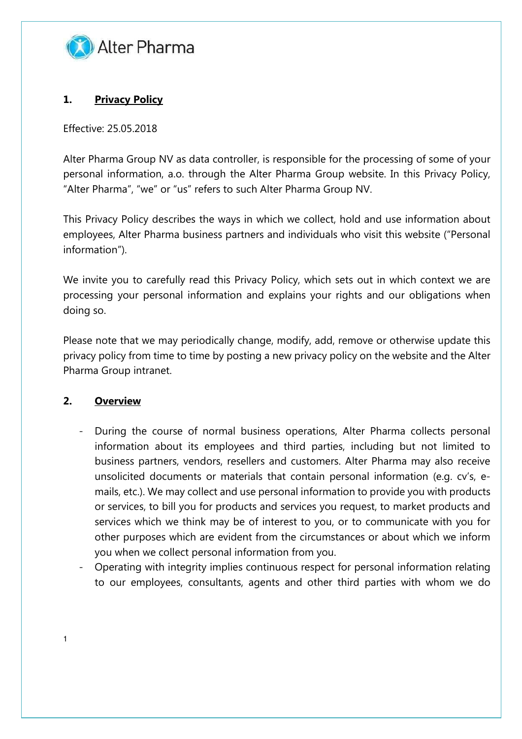## 1. Privacy Policy

Effective: 25.05.2018

Alter Pharma Group NV as data controller, is responsible for the processing of some of your personal information, a.o. through the Alter Pharma Group website. In this Privacy Policy, "Alter Pharma", "we" or "us" refers to such Alter Pharma Group NV.

This Privacy Policy describes the ways in which we collect, hold and use information about employees, Alter Pharma business partners and individuals who visit this website ("Personal information").

We invite you to carefully read this Privacy Policy, which sets out in which context we are processing your personal information and explains your rights and our obligations when doing so.

Please note that we may periodically change, modify, add, remove or otherwise update this privacy policy from time to time by posting a new privacy policy on the website and the Alter Pharma Group intranet.

## 2. Overview

- During the course of normal business operations, Alter Pharma collects personal information about its employees and third parties, including but not limited to business partners, vendors, resellers and customers. Alter Pharma may also receive unsolicited documents or materials that contain personal information (e.g. cv's, e-mails, etc.). We may collect and use personal information to provide you with products or services, to bill you for products and services you request, to market products and services which we think may be of interest to you, or to communicate with you for other purposes which are evident from the circumstances or about which we inform you when we collect personal information from you.
- Operating with integrity implies continuous respect for personal information relating to our employees, consultants, agents and other third parties with whom we do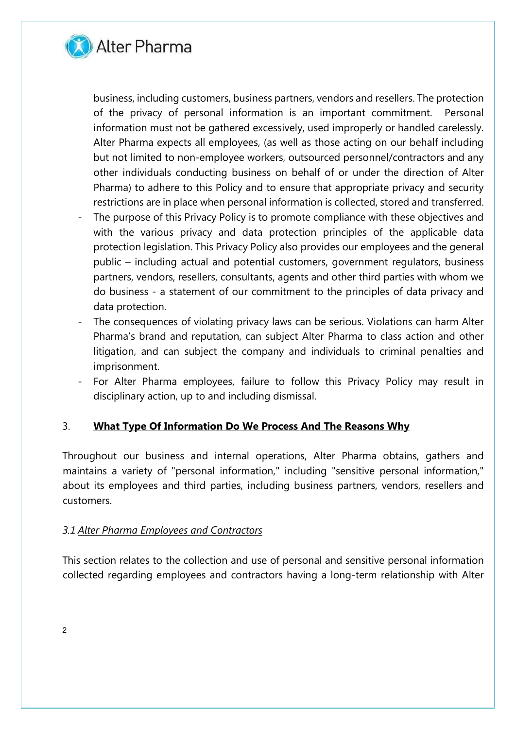business, including customers, business partners, vendors and resellers. The protection of the privacy of personal information is an important commitment. Personal information must not be gathered excessively, used improperly or handled carelessly. Alter Pharma expects all employees, (as well as those acting on our behalf including but not limited to non-employee workers, outsourced personnel/contractors and any other individuals conducting business on behalf of or under the direction of Alter Pharma) to adhere to this Policy and to ensure that appropriate privacy and security restrictions are in place when personal information is collected, stored and transferred.

- The purpose of this Privacy Policy is to promote compliance with these objectives and with the various privacy and data protection principles of the applicable data protection legislation. This Privacy Policy also provides our employees and the general public – including actual and potential customers, government regulators, business partners, vendors, resellers, consultants, agents and other third parties with whom we do business - a statement of our commitment to the principles of data privacy and data protection.
- The consequences of violating privacy laws can be serious. Violations can harm Alter Pharma's brand and reputation, can subject Alter Pharma to class action and other litigation, and can subject the company and individuals to criminal penalties and imprisonment.
- For Alter Pharma employees, failure to follow this Privacy Policy may result in disciplinary action, up to and including dismissal.

## 3. **<u>What Type Of Information Do We Process And The Reasons Why</u>**

Throughout our business and internal operations, Alter Pharma obtains, gathers and maintains a variety of "personal information," including "sensitive personal information," about its employees and third parties, including business partners, vendors, resellers and customers.

### *3.1 <u>Alter Pharma Employees and Contractors</u>*

This section relates to the collection and use of personal and sensitive personal information collected regarding employees and contractors having a long-term relationship with Alter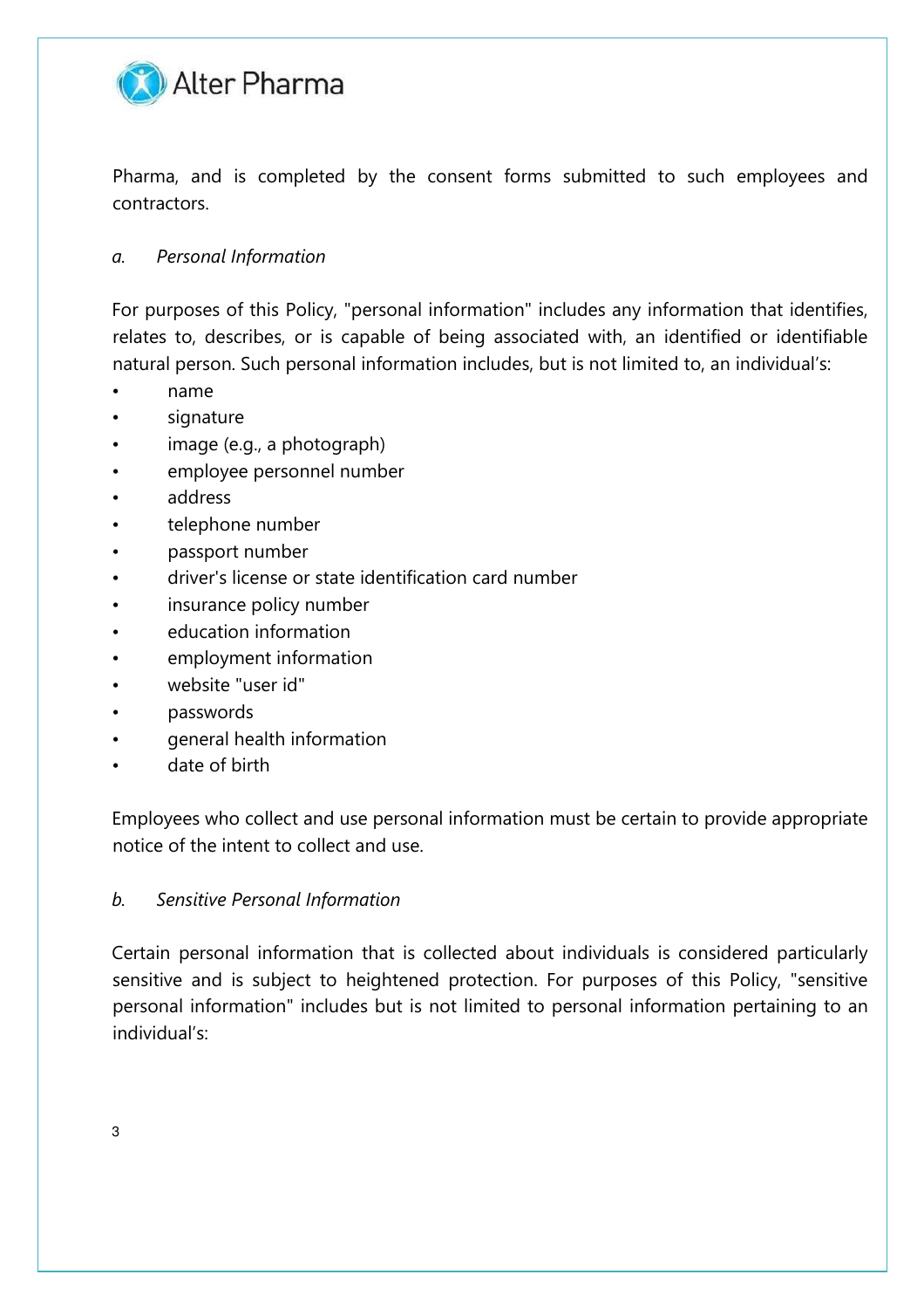Pharma, and is completed by the consent forms submitted to such employees and contractors.

### *a. Personal Information*

For purposes of this Policy, "personal information" includes any information that identifies, relates to, describes, or is capable of being associated with, an identified or identifiable natural person. Such personal information includes, but is not limited to, an individual's:

- name
- signature
- image (e.g., a photograph)
- employee personnel number
- address
- telephone number
- passport number
- driver's license or state identification card number
- insurance policy number
- education information
- employment information
- website "user id"
- passwords
- general health information
- date of birth

Employees who collect and use personal information must be certain to provide appropriate notice of the intent to collect and use.

### *b. Sensitive Personal Information*

Certain personal information that is collected about individuals is considered particularly sensitive and is subject to heightened protection. For purposes of this Policy, "sensitive personal information" includes but is not limited to personal information pertaining to an individual's: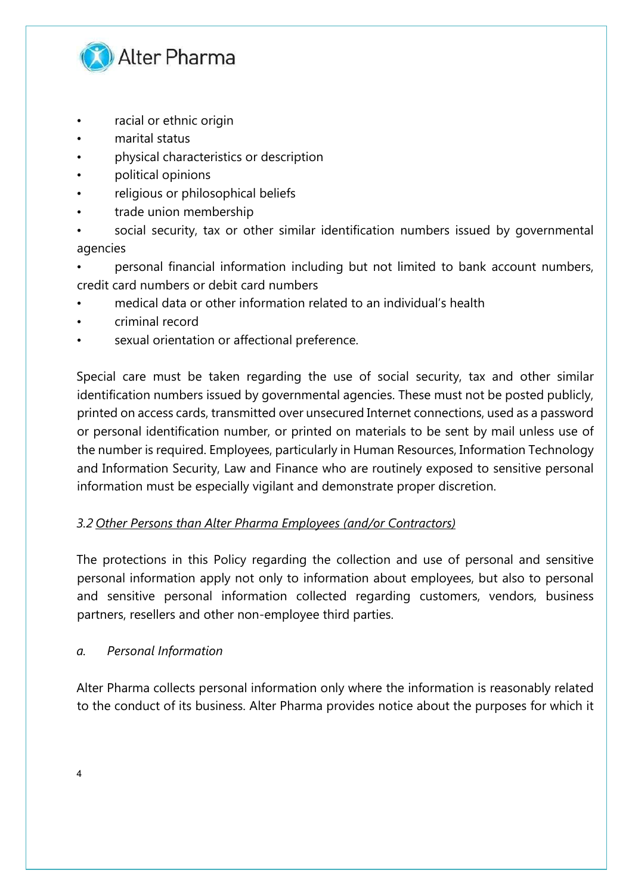- racial or ethnic origin
- marital status
- physical characteristics or description
- political opinions
- religious or philosophical beliefs
- trade union membership
- social security, tax or other similar identification numbers issued by governmental agencies
- personal financial information including but not limited to bank account numbers, credit card numbers or debit card numbers
- medical data or other information related to an individual's health
- criminal record
- sexual orientation or affectional preference.

Special care must be taken regarding the use of social security, tax and other similar identification numbers issued by governmental agencies. These must not be posted publicly, printed on access cards, transmitted over unsecured Internet connections, used as a password or personal identification number, or printed on materials to be sent by mail unless use of the number is required. Employees, particularly in Human Resources, Information Technology and Information Security, Law and Finance who are routinely exposed to sensitive personal information must be especially vigilant and demonstrate proper discretion.

### *3.2 Other Persons than Alter Pharma Employees (and/or Contractors)*

The protections in this Policy regarding the collection and use of personal and sensitive personal information apply not only to information about employees, but also to personal and sensitive personal information collected regarding customers, vendors, business partners, resellers and other non-employee third parties.

#### *a. Personal Information*

Alter Pharma collects personal information only where the information is reasonably related to the conduct of its business. Alter Pharma provides notice about the purposes for which it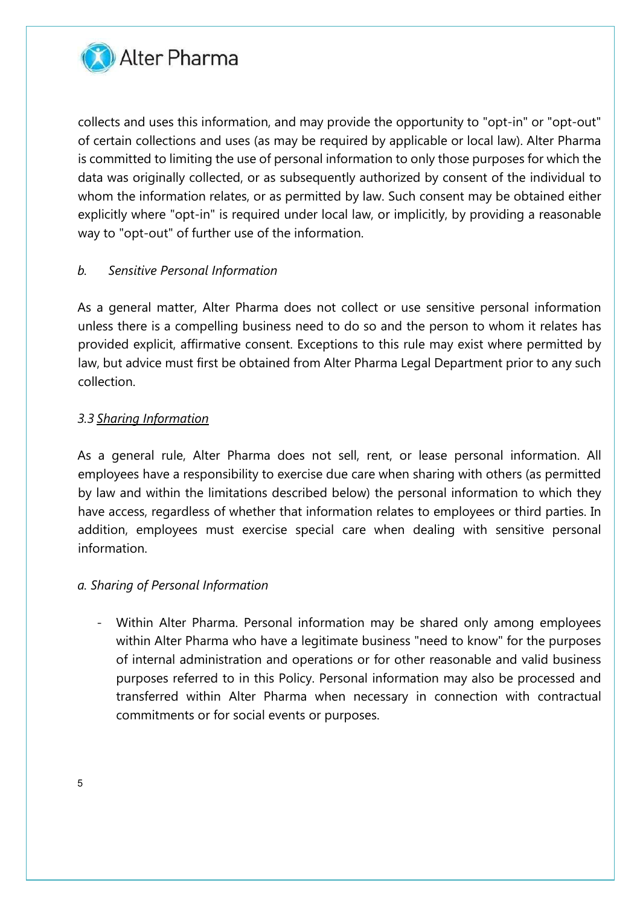collects and uses this information, and may provide the opportunity to "opt-in" or "opt-out" of certain collections and uses (as may be required by applicable or local law). Alter Pharma is committed to limiting the use of personal information to only those purposes for which the data was originally collected, or as subsequently authorized by consent of the individual to whom the information relates, or as permitted by law. Such consent may be obtained either explicitly where "opt-in" is required under local law, or implicitly, by providing a reasonable way to "opt-out" of further use of the information.

*b. Sensitive Personal Information*

As a general matter, Alter Pharma does not collect or use sensitive personal information unless there is a compelling business need to do so and the person to whom it relates has provided explicit, affirmative consent. Exceptions to this rule may exist where permitted by law, but advice must first be obtained from Alter Pharma Legal Department prior to any such collection.

### *3.3 Sharing Information*

As a general rule, Alter Pharma does not sell, rent, or lease personal information. All employees have a responsibility to exercise due care when sharing with others (as permitted by law and within the limitations described below) the personal information to which they have access, regardless of whether that information relates to employees or third parties. In addition, employees must exercise special care when dealing with sensitive personal information.

*a. Sharing of Personal Information*

- Within Alter Pharma. Personal information may be shared only among employees within Alter Pharma who have a legitimate business "need to know" for the purposes of internal administration and operations or for other reasonable and valid business purposes referred to in this Policy. Personal information may also be processed and transferred within Alter Pharma when necessary in connection with contractual commitments or for social events or purposes.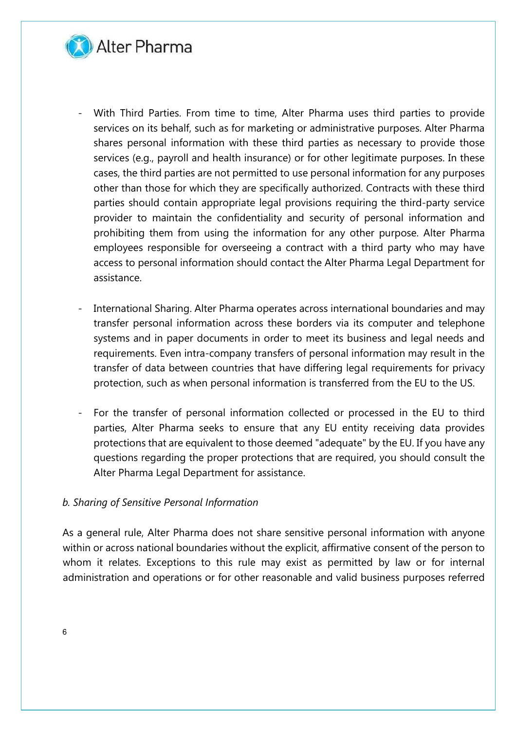- With Third Parties. From time to time, Alter Pharma uses third parties to provide services on its behalf, such as for marketing or administrative purposes. Alter Pharma shares personal information with these third parties as necessary to provide those services (e.g., payroll and health insurance) or for other legitimate purposes. In these cases, the third parties are not permitted to use personal information for any purposes other than those for which they are specifically authorized. Contracts with these third parties should contain appropriate legal provisions requiring the third-party service provider to maintain the confidentiality and security of personal information and prohibiting them from using the information for any other purpose. Alter Pharma employees responsible for overseeing a contract with a third party who may have access to personal information should contact the Alter Pharma Legal Department for assistance.

- International Sharing. Alter Pharma operates across international boundaries and may transfer personal information across these borders via its computer and telephone systems and in paper documents in order to meet its business and legal needs and requirements. Even intra-company transfers of personal information may result in the transfer of data between countries that have differing legal requirements for privacy protection, such as when personal information is transferred from the EU to the US.

- For the transfer of personal information collected or processed in the EU to third parties, Alter Pharma seeks to ensure that any EU entity receiving data provides protections that are equivalent to those deemed "adequate" by the EU. If you have any questions regarding the proper protections that are required, you should consult the Alter Pharma Legal Department for assistance.

*b. Sharing of Sensitive Personal Information*

As a general rule, Alter Pharma does not share sensitive personal information with anyone within or across national boundaries without the explicit, affirmative consent of the person to whom it relates. Exceptions to this rule may exist as permitted by law or for internal administration and operations or for other reasonable and valid business purposes referred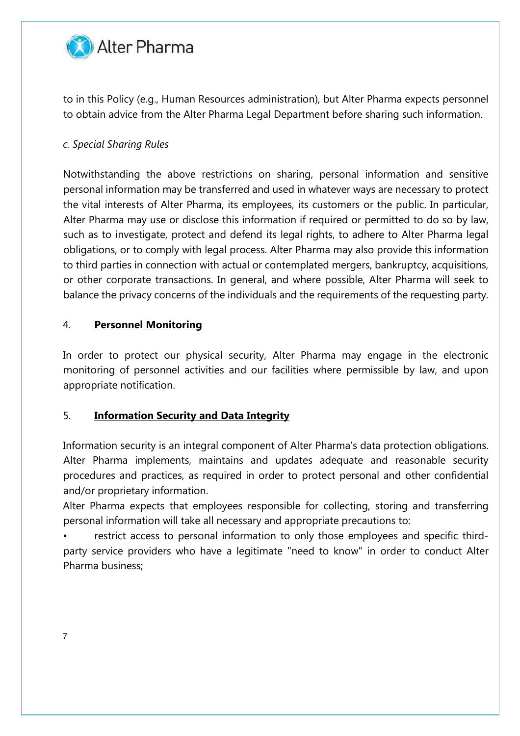to in this Policy (e.g., Human Resources administration), but Alter Pharma expects personnel to obtain advice from the Alter Pharma Legal Department before sharing such information.

*c. Special Sharing Rules*

Notwithstanding the above restrictions on sharing, personal information and sensitive personal information may be transferred and used in whatever ways are necessary to protect the vital interests of Alter Pharma, its employees, its customers or the public. In particular, Alter Pharma may use or disclose this information if required or permitted to do so by law, such as to investigate, protect and defend its legal rights, to adhere to Alter Pharma legal obligations, or to comply with legal process. Alter Pharma may also provide this information to third parties in connection with actual or contemplated mergers, bankruptcy, acquisitions, or other corporate transactions. In general, and where possible, Alter Pharma will seek to balance the privacy concerns of the individuals and the requirements of the requesting party.

## 4. **Personnel Monitoring**

In order to protect our physical security, Alter Pharma may engage in the electronic monitoring of personnel activities and our facilities where permissible by law, and upon appropriate notification.

## 5. **Information Security and Data Integrity**

Information security is an integral component of Alter Pharma's data protection obligations. Alter Pharma implements, maintains and updates adequate and reasonable security procedures and practices, as required in order to protect personal and other confidential and/or proprietary information.

Alter Pharma expects that employees responsible for collecting, storing and transferring personal information will take all necessary and appropriate precautions to:

- restrict access to personal information to only those employees and specific third-party service providers who have a legitimate "need to know" in order to conduct Alter Pharma business;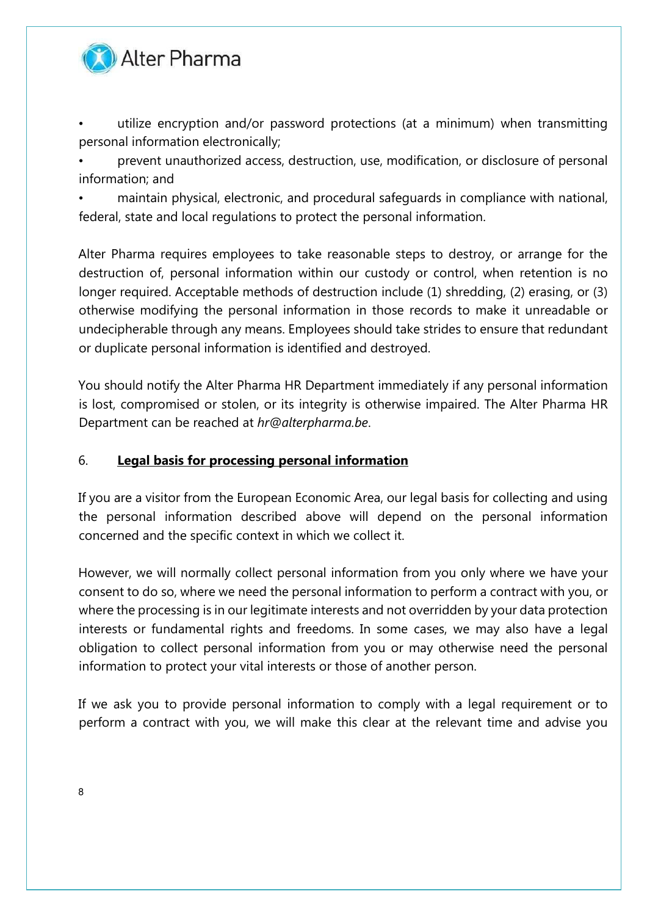- utilize encryption and/or password protections (at a minimum) when transmitting personal information electronically;
- prevent unauthorized access, destruction, use, modification, or disclosure of personal information; and
- maintain physical, electronic, and procedural safeguards in compliance with national, federal, state and local regulations to protect the personal information.

Alter Pharma requires employees to take reasonable steps to destroy, or arrange for the destruction of, personal information within our custody or control, when retention is no longer required. Acceptable methods of destruction include (1) shredding, (2) erasing, or (3) otherwise modifying the personal information in those records to make it unreadable or undecipherable through any means. Employees should take strides to ensure that redundant or duplicate personal information is identified and destroyed.

You should notify the Alter Pharma HR Department immediately if any personal information is lost, compromised or stolen, or its integrity is otherwise impaired. The Alter Pharma HR Department can be reached at *hr@alterpharma.be*.

## 6. Legal basis for processing personal information

If you are a visitor from the European Economic Area, our legal basis for collecting and using the personal information described above will depend on the personal information concerned and the specific context in which we collect it.

However, we will normally collect personal information from you only where we have your consent to do so, where we need the personal information to perform a contract with you, or where the processing is in our legitimate interests and not overridden by your data protection interests or fundamental rights and freedoms. In some cases, we may also have a legal obligation to collect personal information from you or may otherwise need the personal information to protect your vital interests or those of another person.

If we ask you to provide personal information to comply with a legal requirement or to perform a contract with you, we will make this clear at the relevant time and advise you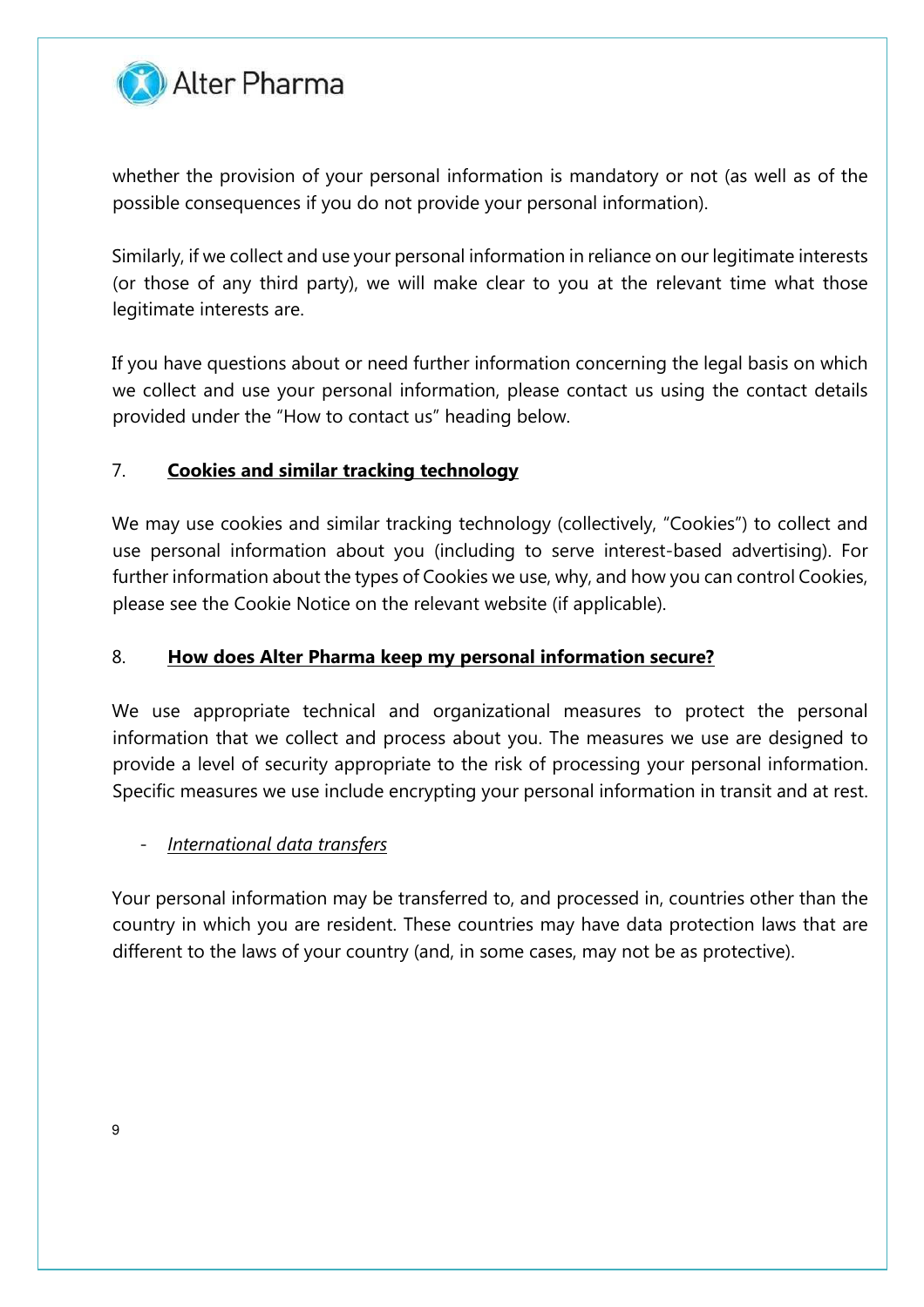whether the provision of your personal information is mandatory or not (as well as of the possible consequences if you do not provide your personal information).

Similarly, if we collect and use your personal information in reliance on our legitimate interests (or those of any third party), we will make clear to you at the relevant time what those legitimate interests are.

If you have questions about or need further information concerning the legal basis on which we collect and use your personal information, please contact us using the contact details provided under the "How to contact us" heading below.

## 7. **Cookies and similar tracking technology**

We may use cookies and similar tracking technology (collectively, "Cookies") to collect and use personal information about you (including to serve interest-based advertising). For further information about the types of Cookies we use, why, and how you can control Cookies, please see the Cookie Notice on the relevant website (if applicable).

## 8. **How does Alter Pharma keep my personal information secure?**

We use appropriate technical and organizational measures to protect the personal information that we collect and process about you. The measures we use are designed to provide a level of security appropriate to the risk of processing your personal information. Specific measures we use include encrypting your personal information in transit and at rest.

- *International data transfers*

Your personal information may be transferred to, and processed in, countries other than the country in which you are resident. These countries may have data protection laws that are different to the laws of your country (and, in some cases, may not be as protective).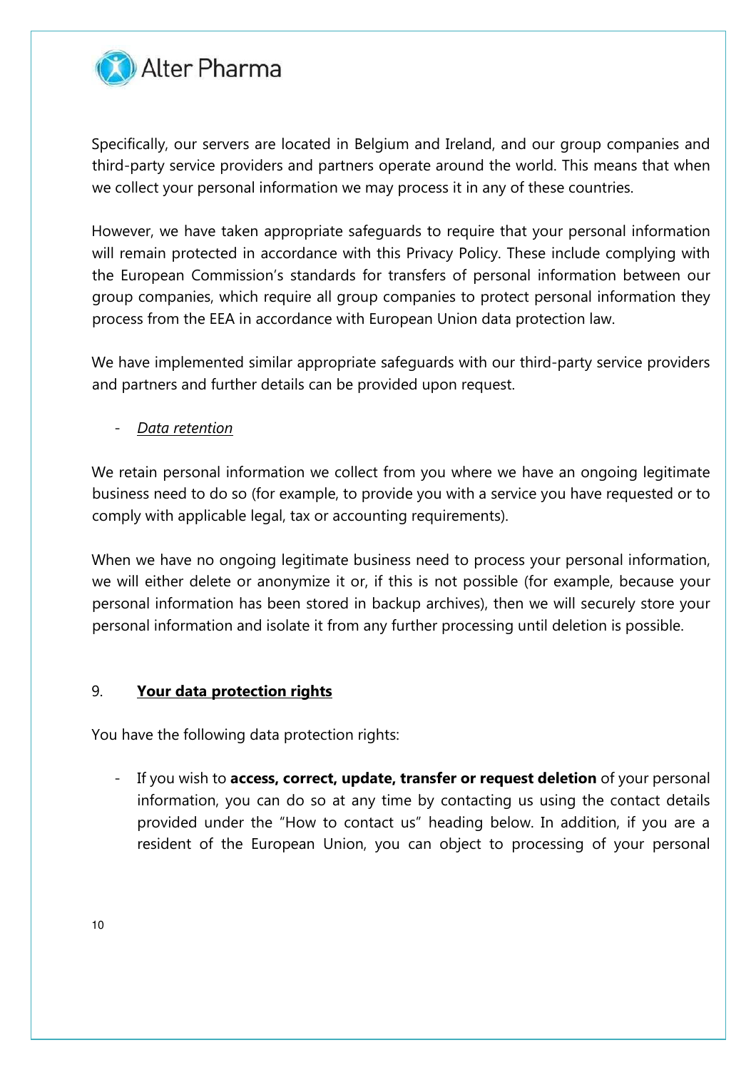Specifically, our servers are located in Belgium and Ireland, and our group companies and third-party service providers and partners operate around the world. This means that when we collect your personal information we may process it in any of these countries.

However, we have taken appropriate safeguards to require that your personal information will remain protected in accordance with this Privacy Policy. These include complying with the European Commission's standards for transfers of personal information between our group companies, which require all group companies to protect personal information they process from the EEA in accordance with European Union data protection law.

We have implemented similar appropriate safeguards with our third-party service providers and partners and further details can be provided upon request.

- <u>*Data retention*</u>

We retain personal information we collect from you where we have an ongoing legitimate business need to do so (for example, to provide you with a service you have requested or to comply with applicable legal, tax or accounting requirements).

When we have no ongoing legitimate business need to process your personal information, we will either delete or anonymize it or, if this is not possible (for example, because your personal information has been stored in backup archives), then we will securely store your personal information and isolate it from any further processing until deletion is possible.

## 9. <u>**Your data protection rights**</u>

You have the following data protection rights:

- If you wish to **access, correct, update, transfer or request deletion** of your personal information, you can do so at any time by contacting us using the contact details provided under the "How to contact us" heading below. In addition, if you are a resident of the European Union, you can object to processing of your personal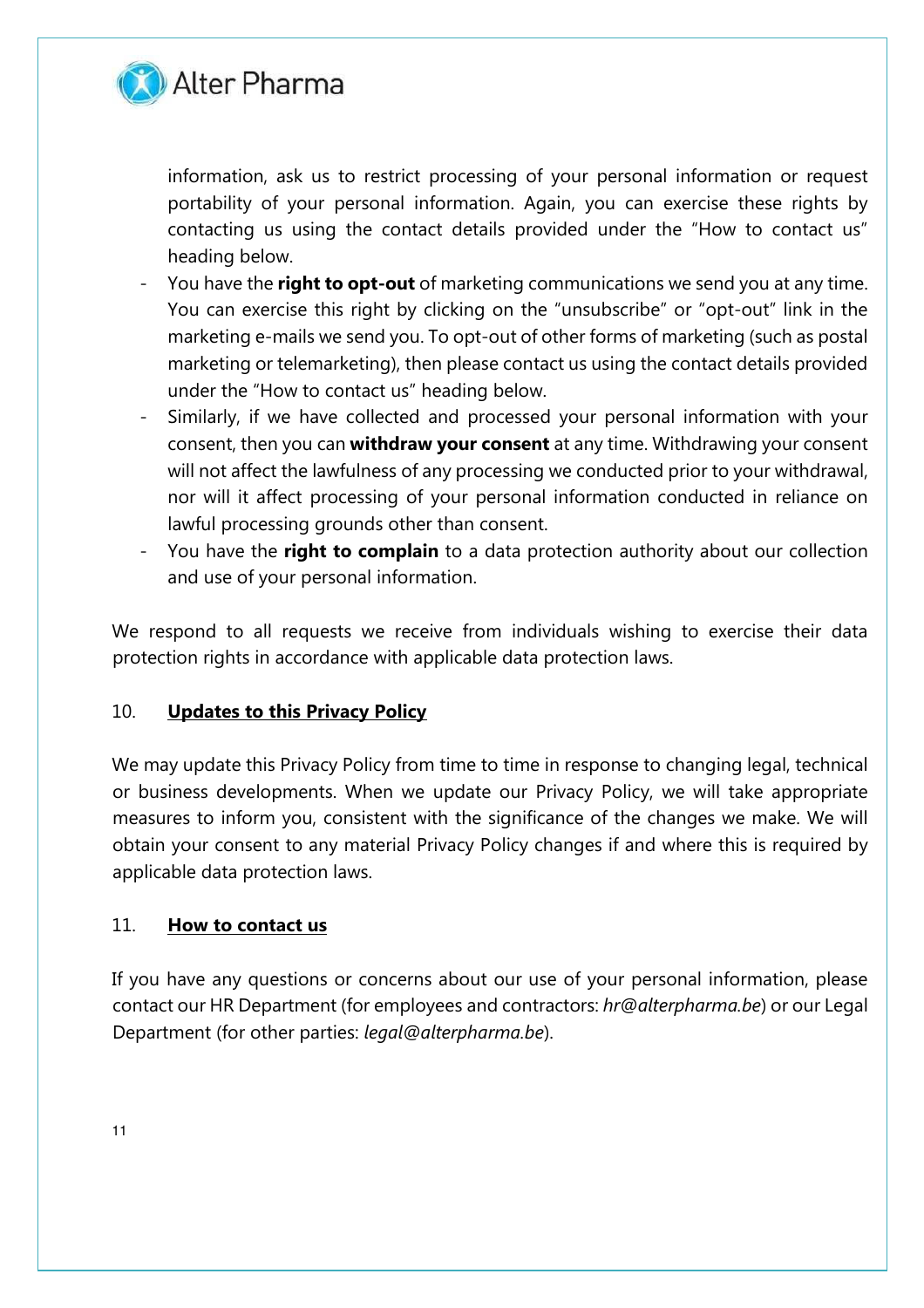information, ask us to restrict processing of your personal information or request portability of your personal information. Again, you can exercise these rights by contacting us using the contact details provided under the "How to contact us" heading below.

- You have the **right to opt-out** of marketing communications we send you at any time. You can exercise this right by clicking on the "unsubscribe" or "opt-out" link in the marketing e-mails we send you. To opt-out of other forms of marketing (such as postal marketing or telemarketing), then please contact us using the contact details provided under the "How to contact us" heading below.
- Similarly, if we have collected and processed your personal information with your consent, then you can **withdraw your consent** at any time. Withdrawing your consent will not affect the lawfulness of any processing we conducted prior to your withdrawal, nor will it affect processing of your personal information conducted in reliance on lawful processing grounds other than consent.
- You have the **right to complain** to a data protection authority about our collection and use of your personal information.

We respond to all requests we receive from individuals wishing to exercise their data protection rights in accordance with applicable data protection laws.

## 10. **Updates to this Privacy Policy**

We may update this Privacy Policy from time to time in response to changing legal, technical or business developments. When we update our Privacy Policy, we will take appropriate measures to inform you, consistent with the significance of the changes we make. We will obtain your consent to any material Privacy Policy changes if and where this is required by applicable data protection laws.

## 11. **How to contact us**

If you have any questions or concerns about our use of your personal information, please contact our HR Department (for employees and contractors: *hr@alterpharma.be*) or our Legal Department (for other parties: *legal@alterpharma.be*).